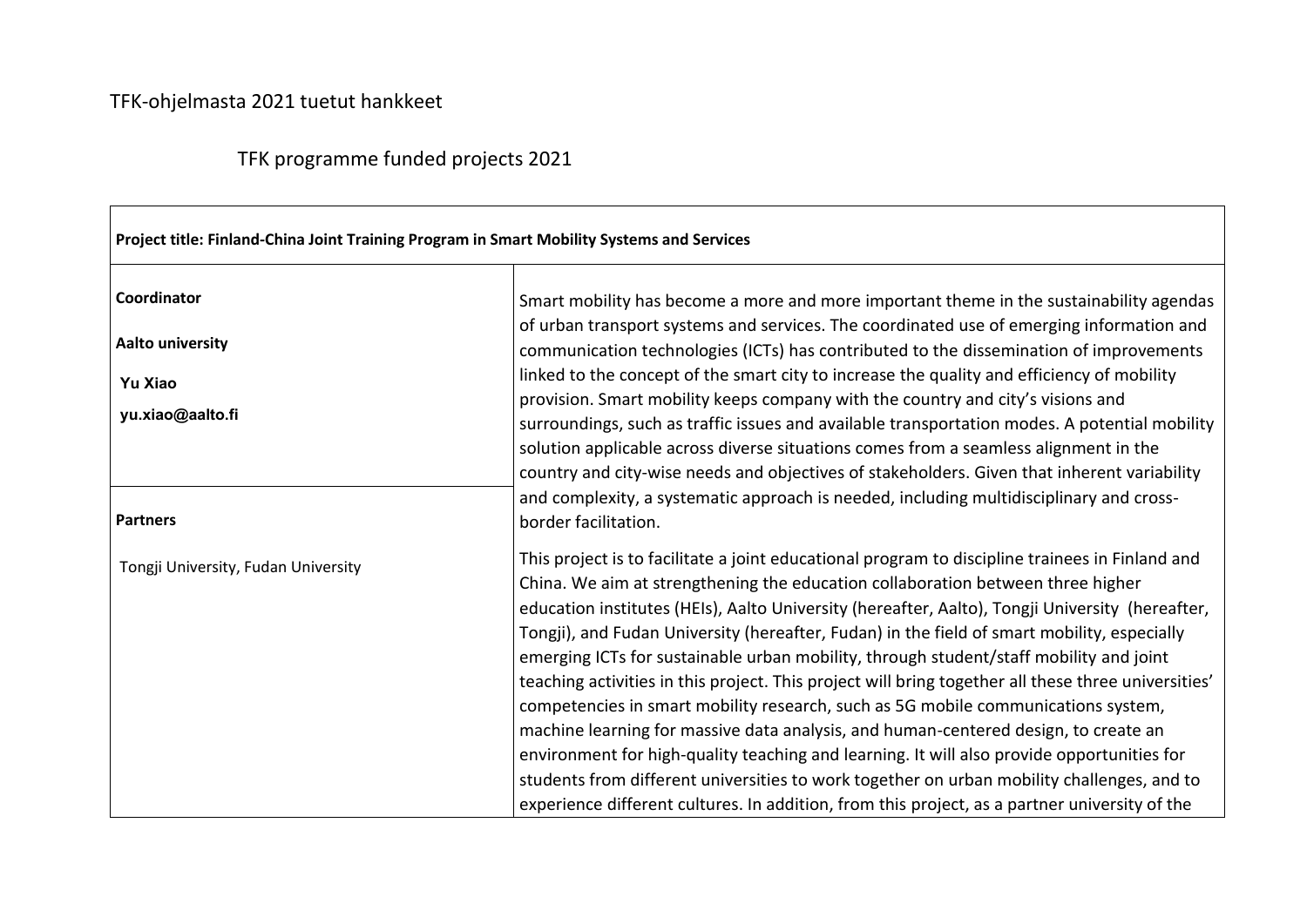TFK-ohjelmasta 2021 tuetut hankkeet

TFK programme funded projects 2021

| **Project title: Finland-China Joint Training Program in Smart Mobility Systems and Services** | |
|---|---|
| **Coordinator**<br><br>**Aalto university**<br><br>**Yu Xiao**<br><br>**yu.xiao@aalto.fi** | Smart mobility has become a more and more important theme in the sustainability agendas of urban transport systems and services. The coordinated use of emerging information and communication technologies (ICTs) has contributed to the dissemination of improvements linked to the concept of the smart city to increase the quality and efficiency of mobility provision. Smart mobility keeps company with the country and city's visions and surroundings, such as traffic issues and available transportation modes. A potential mobility solution applicable across diverse situations comes from a seamless alignment in the country and city-wise needs and objectives of stakeholders. Given that inherent variability and complexity, a systematic approach is needed, including multidisciplinary and cross-border facilitation.<br><br>This project is to facilitate a joint educational program to discipline trainees in Finland and China. We aim at strengthening the education collaboration between three higher education institutes (HEIs), Aalto University (hereafter, Aalto), Tongji University (hereafter, Tongji), and Fudan University (hereafter, Fudan) in the field of smart mobility, especially emerging ICTs for sustainable urban mobility, through student/staff mobility and joint teaching activities in this project. This project will bring together all these three universities' competencies in smart mobility research, such as 5G mobile communications system, machine learning for massive data analysis, and human-centered design, to create an environment for high-quality teaching and learning. It will also provide opportunities for students from different universities to work together on urban mobility challenges, and to experience different cultures. In addition, from this project, as a partner university of the |
| **Partners**<br><br>Tongji University, Fudan University | |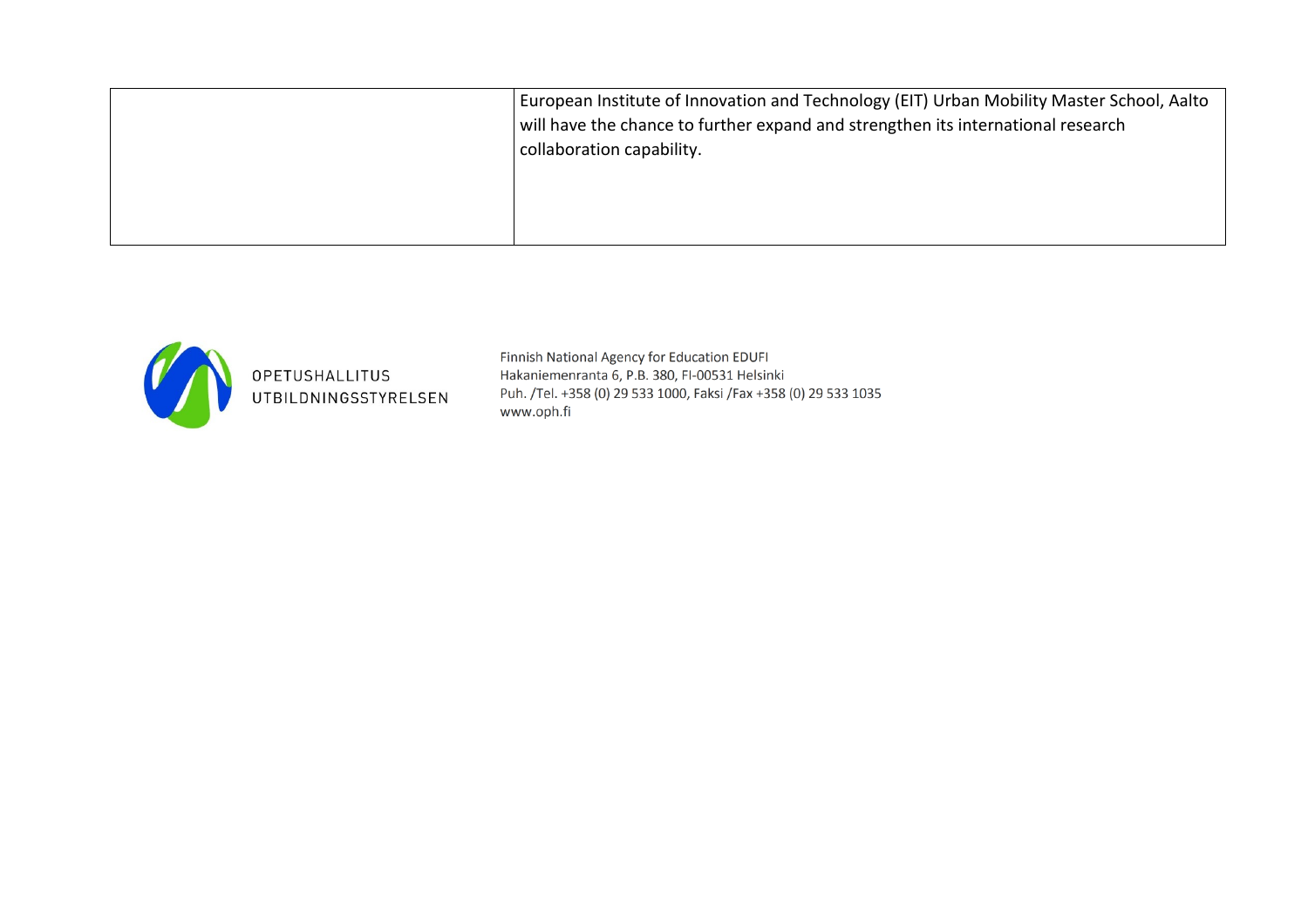| | |
|---|---|
| | European Institute of Innovation and Technology (EIT) Urban Mobility Master School, Aalto will have the chance to further expand and strengthen its international research collaboration capability. |

OPETUSHALLITUS
UTBILDNINGSSTYRELSEN

Finnish National Agency for Education EDUFI
Hakaniemenranta 6, P.B. 380, FI-00531 Helsinki
Puh. /Tel. +358 (0) 29 533 1000, Faksi /Fax +358 (0) 29 533 1035
www.oph.fi